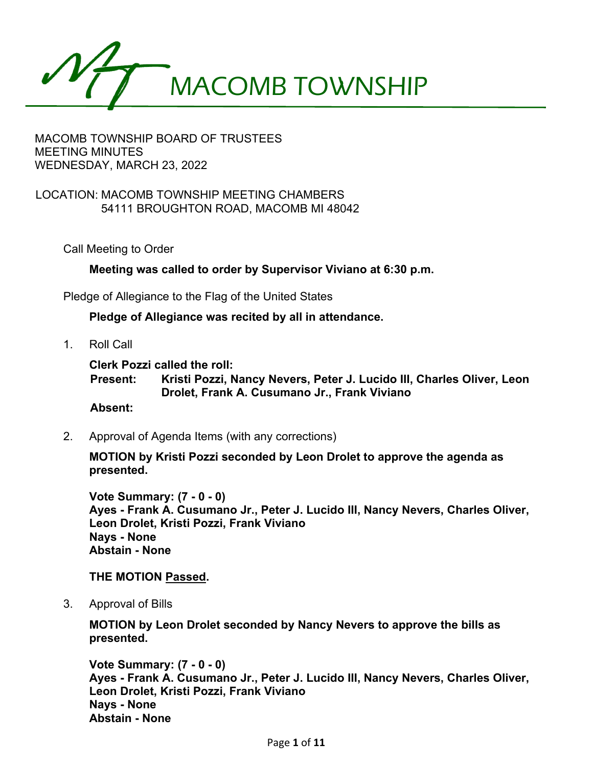# MACOMB TOWNSHIP

MACOMB TOWNSHIP BOARD OF TRUSTEES
MEETING MINUTES
WEDNESDAY, MARCH 23, 2022

LOCATION: MACOMB TOWNSHIP MEETING CHAMBERS
54111 BROUGHTON ROAD, MACOMB MI 48042

Call Meeting to Order

**Meeting was called to order by Supervisor Viviano at 6:30 p.m.**

Pledge of Allegiance to the Flag of the United States

**Pledge of Allegiance was recited by all in attendance.**

1. Roll Call

   **Clerk Pozzi called the roll:**
   **Present: Kristi Pozzi, Nancy Nevers, Peter J. Lucido III, Charles Oliver, Leon Drolet, Frank A. Cusumano Jr., Frank Viviano**
   **Absent:**

2. Approval of Agenda Items (with any corrections)

   **MOTION by Kristi Pozzi seconded by Leon Drolet to approve the agenda as presented.**

   **Vote Summary: (7 - 0 - 0)**
   **Ayes - Frank A. Cusumano Jr., Peter J. Lucido III, Nancy Nevers, Charles Oliver, Leon Drolet, Kristi Pozzi, Frank Viviano**
   **Nays - None**
   **Abstain - None**

   **THE MOTION Passed.**

3. Approval of Bills

   **MOTION by Leon Drolet seconded by Nancy Nevers to approve the bills as presented.**

   **Vote Summary: (7 - 0 - 0)**
   **Ayes - Frank A. Cusumano Jr., Peter J. Lucido III, Nancy Nevers, Charles Oliver, Leon Drolet, Kristi Pozzi, Frank Viviano**
   **Nays - None**
   **Abstain - None**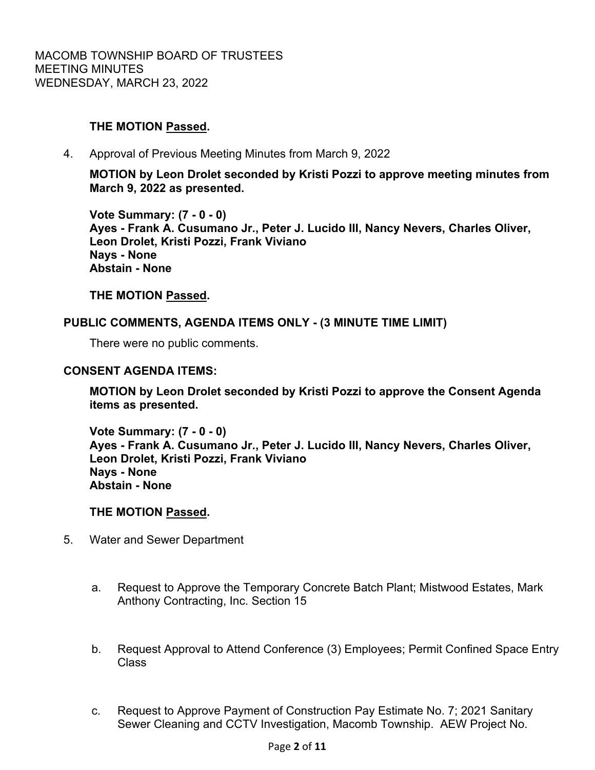**THE MOTION Passed.**

4. Approval of Previous Meeting Minutes from March 9, 2022

   **MOTION by Leon Drolet seconded by Kristi Pozzi to approve meeting minutes from March 9, 2022 as presented.**

   **Vote Summary: (7 - 0 - 0)**
   **Ayes - Frank A. Cusumano Jr., Peter J. Lucido III, Nancy Nevers, Charles Oliver, Leon Drolet, Kristi Pozzi, Frank Viviano**
   **Nays - None**
   **Abstain - None**

   **THE MOTION Passed.**

**PUBLIC COMMENTS, AGENDA ITEMS ONLY - (3 MINUTE TIME LIMIT)**

There were no public comments.

**CONSENT AGENDA ITEMS:**

**MOTION by Leon Drolet seconded by Kristi Pozzi to approve the Consent Agenda items as presented.**

**Vote Summary: (7 - 0 - 0)**
**Ayes - Frank A. Cusumano Jr., Peter J. Lucido III, Nancy Nevers, Charles Oliver, Leon Drolet, Kristi Pozzi, Frank Viviano**
**Nays - None**
**Abstain - None**

**THE MOTION Passed.**

5. Water and Sewer Department

   a. Request to Approve the Temporary Concrete Batch Plant; Mistwood Estates, Mark Anthony Contracting, Inc. Section 15

   b. Request Approval to Attend Conference (3) Employees; Permit Confined Space Entry Class

   c. Request to Approve Payment of Construction Pay Estimate No. 7; 2021 Sanitary Sewer Cleaning and CCTV Investigation, Macomb Township. AEW Project No.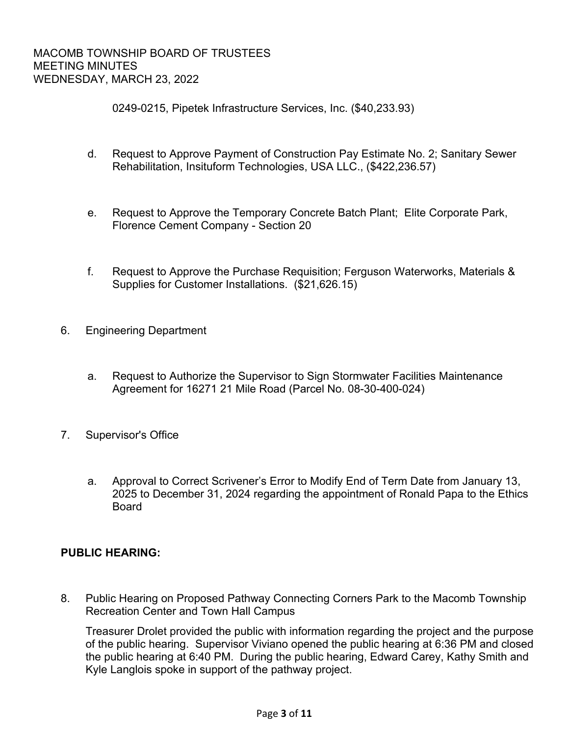0249-0215, Pipetek Infrastructure Services, Inc. ($40,233.93)

d. Request to Approve Payment of Construction Pay Estimate No. 2; Sanitary Sewer Rehabilitation, Insituform Technologies, USA LLC., ($422,236.57)

e. Request to Approve the Temporary Concrete Batch Plant; Elite Corporate Park, Florence Cement Company - Section 20

f. Request to Approve the Purchase Requisition; Ferguson Waterworks, Materials & Supplies for Customer Installations. ($21,626.15)

6. Engineering Department

   a. Request to Authorize the Supervisor to Sign Stormwater Facilities Maintenance Agreement for 16271 21 Mile Road (Parcel No. 08-30-400-024)

7. Supervisor's Office

   a. Approval to Correct Scrivener's Error to Modify End of Term Date from January 13, 2025 to December 31, 2024 regarding the appointment of Ronald Papa to the Ethics Board

**PUBLIC HEARING:**

8. Public Hearing on Proposed Pathway Connecting Corners Park to the Macomb Township Recreation Center and Town Hall Campus

   Treasurer Drolet provided the public with information regarding the project and the purpose of the public hearing. Supervisor Viviano opened the public hearing at 6:36 PM and closed the public hearing at 6:40 PM. During the public hearing, Edward Carey, Kathy Smith and Kyle Langlois spoke in support of the pathway project.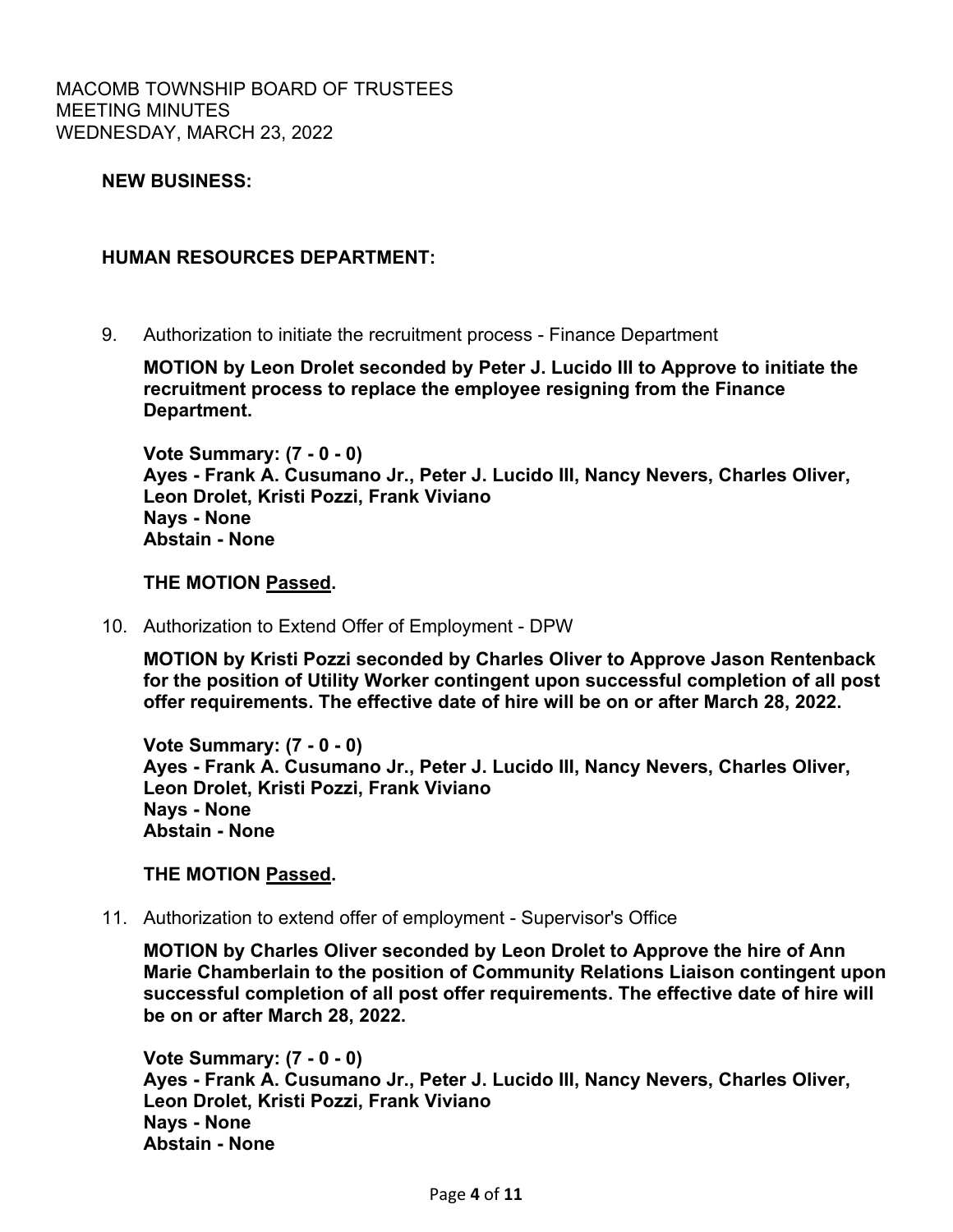**NEW BUSINESS:**

**HUMAN RESOURCES DEPARTMENT:**

9. Authorization to initiate the recruitment process - Finance Department

   **MOTION by Leon Drolet seconded by Peter J. Lucido III to Approve to initiate the recruitment process to replace the employee resigning from the Finance Department.**

   **Vote Summary: (7 - 0 - 0)**
   **Ayes - Frank A. Cusumano Jr., Peter J. Lucido III, Nancy Nevers, Charles Oliver, Leon Drolet, Kristi Pozzi, Frank Viviano**
   **Nays - None**
   **Abstain - None**

   **THE MOTION Passed.**

10. Authorization to Extend Offer of Employment - DPW

    **MOTION by Kristi Pozzi seconded by Charles Oliver to Approve Jason Rentenback for the position of Utility Worker contingent upon successful completion of all post offer requirements. The effective date of hire will be on or after March 28, 2022.**

    **Vote Summary: (7 - 0 - 0)**
    **Ayes - Frank A. Cusumano Jr., Peter J. Lucido III, Nancy Nevers, Charles Oliver, Leon Drolet, Kristi Pozzi, Frank Viviano**
    **Nays - None**
    **Abstain - None**

    **THE MOTION Passed.**

11. Authorization to extend offer of employment - Supervisor's Office

    **MOTION by Charles Oliver seconded by Leon Drolet to Approve the hire of Ann Marie Chamberlain to the position of Community Relations Liaison contingent upon successful completion of all post offer requirements. The effective date of hire will be on or after March 28, 2022.**

    **Vote Summary: (7 - 0 - 0)**
    **Ayes - Frank A. Cusumano Jr., Peter J. Lucido III, Nancy Nevers, Charles Oliver, Leon Drolet, Kristi Pozzi, Frank Viviano**
    **Nays - None**
    **Abstain - None**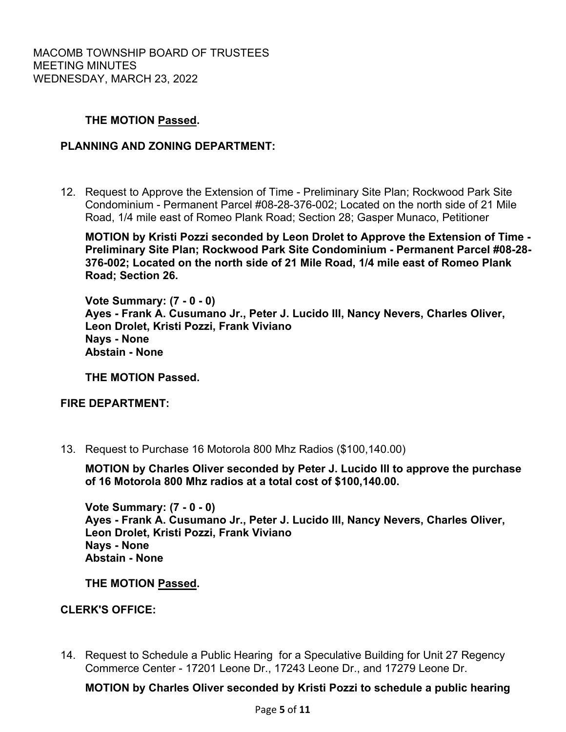**THE MOTION Passed.**

**PLANNING AND ZONING DEPARTMENT:**

12. Request to Approve the Extension of Time - Preliminary Site Plan; Rockwood Park Site Condominium - Permanent Parcel #08-28-376-002; Located on the north side of 21 Mile Road, 1/4 mile east of Romeo Plank Road; Section 28; Gasper Munaco, Petitioner

**MOTION by Kristi Pozzi seconded by Leon Drolet to Approve the Extension of Time - Preliminary Site Plan; Rockwood Park Site Condominium - Permanent Parcel #08-28-376-002; Located on the north side of 21 Mile Road, 1/4 mile east of Romeo Plank Road; Section 26.**

**Vote Summary: (7 - 0 - 0)**
**Ayes - Frank A. Cusumano Jr., Peter J. Lucido III, Nancy Nevers, Charles Oliver, Leon Drolet, Kristi Pozzi, Frank Viviano**
**Nays - None**
**Abstain - None**

**THE MOTION Passed.**

**FIRE DEPARTMENT:**

13. Request to Purchase 16 Motorola 800 Mhz Radios ($100,140.00)

**MOTION by Charles Oliver seconded by Peter J. Lucido III to approve the purchase of 16 Motorola 800 Mhz radios at a total cost of $100,140.00.**

**Vote Summary: (7 - 0 - 0)**
**Ayes - Frank A. Cusumano Jr., Peter J. Lucido III, Nancy Nevers, Charles Oliver, Leon Drolet, Kristi Pozzi, Frank Viviano**
**Nays - None**
**Abstain - None**

**THE MOTION Passed.**

**CLERK'S OFFICE:**

14. Request to Schedule a Public Hearing for a Speculative Building for Unit 27 Regency Commerce Center - 17201 Leone Dr., 17243 Leone Dr., and 17279 Leone Dr.

**MOTION by Charles Oliver seconded by Kristi Pozzi to schedule a public hearing**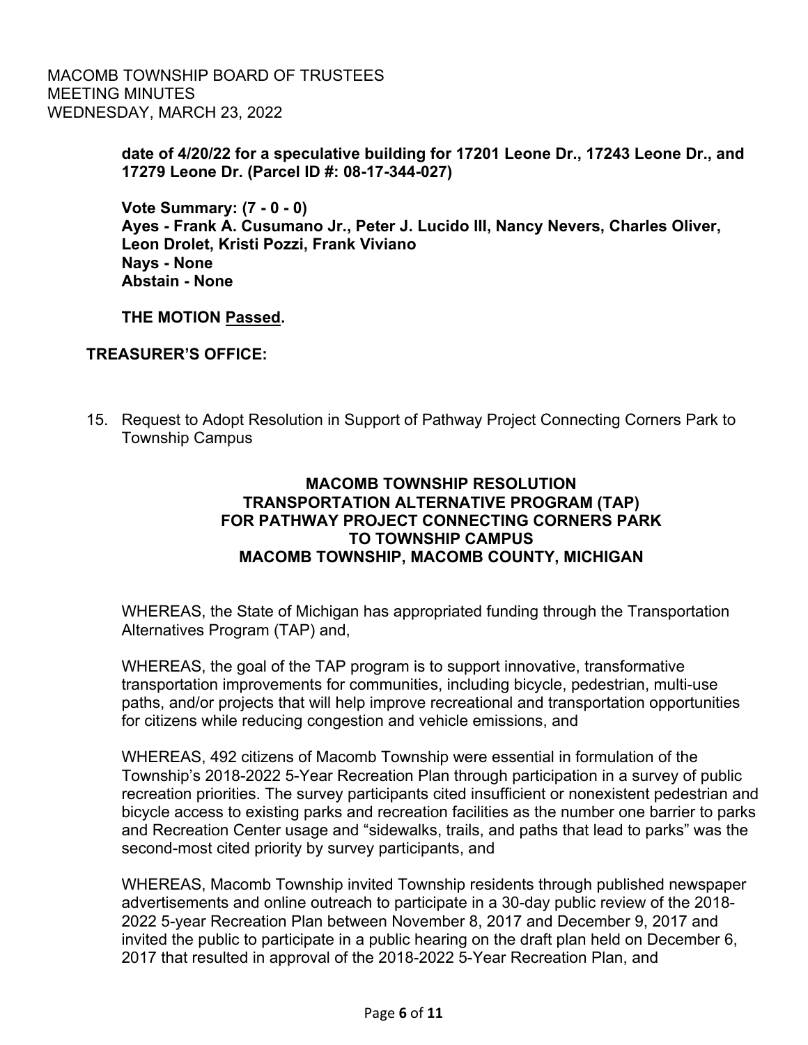**date of 4/20/22 for a speculative building for 17201 Leone Dr., 17243 Leone Dr., and 17279 Leone Dr. (Parcel ID #: 08-17-344-027)**

**Vote Summary: (7 - 0 - 0)**
**Ayes - Frank A. Cusumano Jr., Peter J. Lucido III, Nancy Nevers, Charles Oliver, Leon Drolet, Kristi Pozzi, Frank Viviano**
**Nays - None**
**Abstain - None**

**THE MOTION Passed.**

## TREASURER'S OFFICE:

15. Request to Adopt Resolution in Support of Pathway Project Connecting Corners Park to Township Campus

### MACOMB TOWNSHIP RESOLUTION TRANSPORTATION ALTERNATIVE PROGRAM (TAP) FOR PATHWAY PROJECT CONNECTING CORNERS PARK TO TOWNSHIP CAMPUS MACOMB TOWNSHIP, MACOMB COUNTY, MICHIGAN

WHEREAS, the State of Michigan has appropriated funding through the Transportation Alternatives Program (TAP) and,

WHEREAS, the goal of the TAP program is to support innovative, transformative transportation improvements for communities, including bicycle, pedestrian, multi-use paths, and/or projects that will help improve recreational and transportation opportunities for citizens while reducing congestion and vehicle emissions, and

WHEREAS, 492 citizens of Macomb Township were essential in formulation of the Township's 2018-2022 5-Year Recreation Plan through participation in a survey of public recreation priorities. The survey participants cited insufficient or nonexistent pedestrian and bicycle access to existing parks and recreation facilities as the number one barrier to parks and Recreation Center usage and "sidewalks, trails, and paths that lead to parks" was the second-most cited priority by survey participants, and

WHEREAS, Macomb Township invited Township residents through published newspaper advertisements and online outreach to participate in a 30-day public review of the 2018-2022 5-year Recreation Plan between November 8, 2017 and December 9, 2017 and invited the public to participate in a public hearing on the draft plan held on December 6, 2017 that resulted in approval of the 2018-2022 5-Year Recreation Plan, and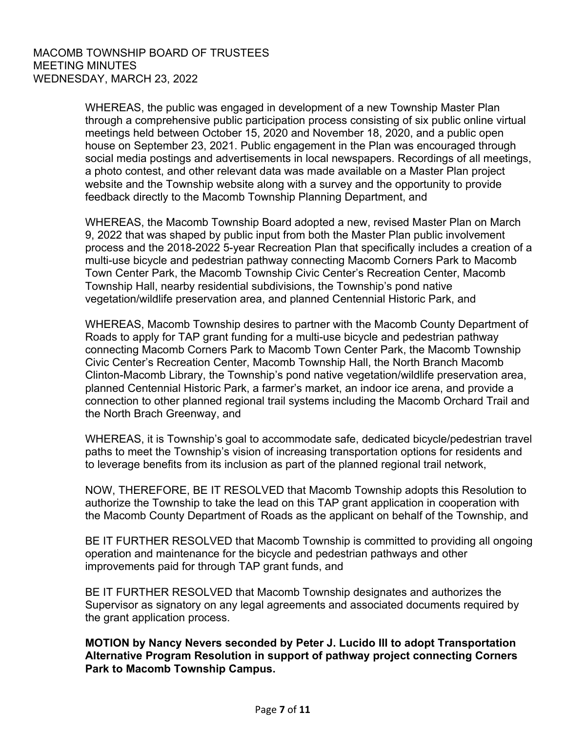WHEREAS, the public was engaged in development of a new Township Master Plan through a comprehensive public participation process consisting of six public online virtual meetings held between October 15, 2020 and November 18, 2020, and a public open house on September 23, 2021. Public engagement in the Plan was encouraged through social media postings and advertisements in local newspapers. Recordings of all meetings, a photo contest, and other relevant data was made available on a Master Plan project website and the Township website along with a survey and the opportunity to provide feedback directly to the Macomb Township Planning Department, and

WHEREAS, the Macomb Township Board adopted a new, revised Master Plan on March 9, 2022 that was shaped by public input from both the Master Plan public involvement process and the 2018-2022 5-year Recreation Plan that specifically includes a creation of a multi-use bicycle and pedestrian pathway connecting Macomb Corners Park to Macomb Town Center Park, the Macomb Township Civic Center's Recreation Center, Macomb Township Hall, nearby residential subdivisions, the Township's pond native vegetation/wildlife preservation area, and planned Centennial Historic Park, and

WHEREAS, Macomb Township desires to partner with the Macomb County Department of Roads to apply for TAP grant funding for a multi-use bicycle and pedestrian pathway connecting Macomb Corners Park to Macomb Town Center Park, the Macomb Township Civic Center's Recreation Center, Macomb Township Hall, the North Branch Macomb Clinton-Macomb Library, the Township's pond native vegetation/wildlife preservation area, planned Centennial Historic Park, a farmer's market, an indoor ice arena, and provide a connection to other planned regional trail systems including the Macomb Orchard Trail and the North Brach Greenway, and

WHEREAS, it is Township's goal to accommodate safe, dedicated bicycle/pedestrian travel paths to meet the Township's vision of increasing transportation options for residents and to leverage benefits from its inclusion as part of the planned regional trail network,

NOW, THEREFORE, BE IT RESOLVED that Macomb Township adopts this Resolution to authorize the Township to take the lead on this TAP grant application in cooperation with the Macomb County Department of Roads as the applicant on behalf of the Township, and

BE IT FURTHER RESOLVED that Macomb Township is committed to providing all ongoing operation and maintenance for the bicycle and pedestrian pathways and other improvements paid for through TAP grant funds, and

BE IT FURTHER RESOLVED that Macomb Township designates and authorizes the Supervisor as signatory on any legal agreements and associated documents required by the grant application process.

**MOTION by Nancy Nevers seconded by Peter J. Lucido III to adopt Transportation Alternative Program Resolution in support of pathway project connecting Corners Park to Macomb Township Campus.**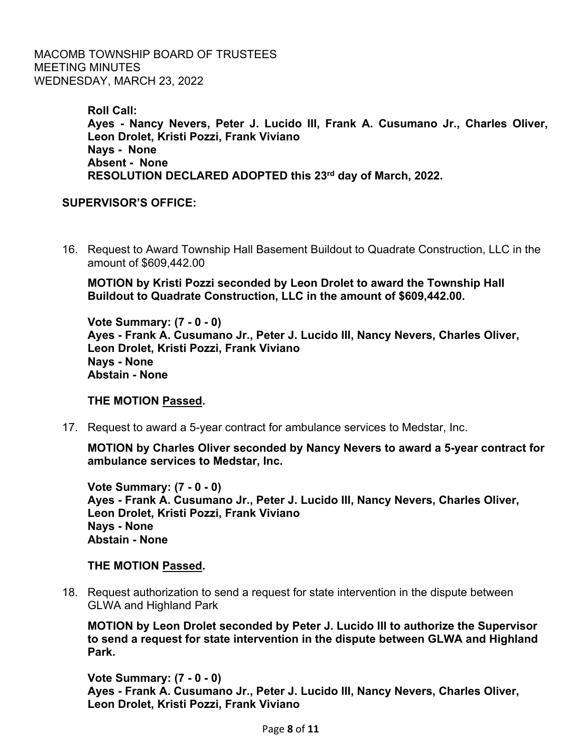**Roll Call:**
**Ayes - Nancy Nevers, Peter J. Lucido III, Frank A. Cusumano Jr., Charles Oliver, Leon Drolet, Kristi Pozzi, Frank Viviano**
**Nays - None**
**Absent - None**
**RESOLUTION DECLARED ADOPTED this 23rd day of March, 2022.**

**SUPERVISOR'S OFFICE:**

16. Request to Award Township Hall Basement Buildout to Quadrate Construction, LLC in the amount of $609,442.00

    **MOTION by Kristi Pozzi seconded by Leon Drolet to award the Township Hall Buildout to Quadrate Construction, LLC in the amount of $609,442.00.**

    **Vote Summary: (7 - 0 - 0)**
    **Ayes - Frank A. Cusumano Jr., Peter J. Lucido III, Nancy Nevers, Charles Oliver, Leon Drolet, Kristi Pozzi, Frank Viviano**
    **Nays - None**
    **Abstain - None**

    **THE MOTION Passed.**

17. Request to award a 5-year contract for ambulance services to Medstar, Inc.

    **MOTION by Charles Oliver seconded by Nancy Nevers to award a 5-year contract for ambulance services to Medstar, Inc.**

    **Vote Summary: (7 - 0 - 0)**
    **Ayes - Frank A. Cusumano Jr., Peter J. Lucido III, Nancy Nevers, Charles Oliver, Leon Drolet, Kristi Pozzi, Frank Viviano**
    **Nays - None**
    **Abstain - None**

    **THE MOTION Passed.**

18. Request authorization to send a request for state intervention in the dispute between GLWA and Highland Park

    **MOTION by Leon Drolet seconded by Peter J. Lucido III to authorize the Supervisor to send a request for state intervention in the dispute between GLWA and Highland Park.**

    **Vote Summary: (7 - 0 - 0)**
    **Ayes - Frank A. Cusumano Jr., Peter J. Lucido III, Nancy Nevers, Charles Oliver, Leon Drolet, Kristi Pozzi, Frank Viviano**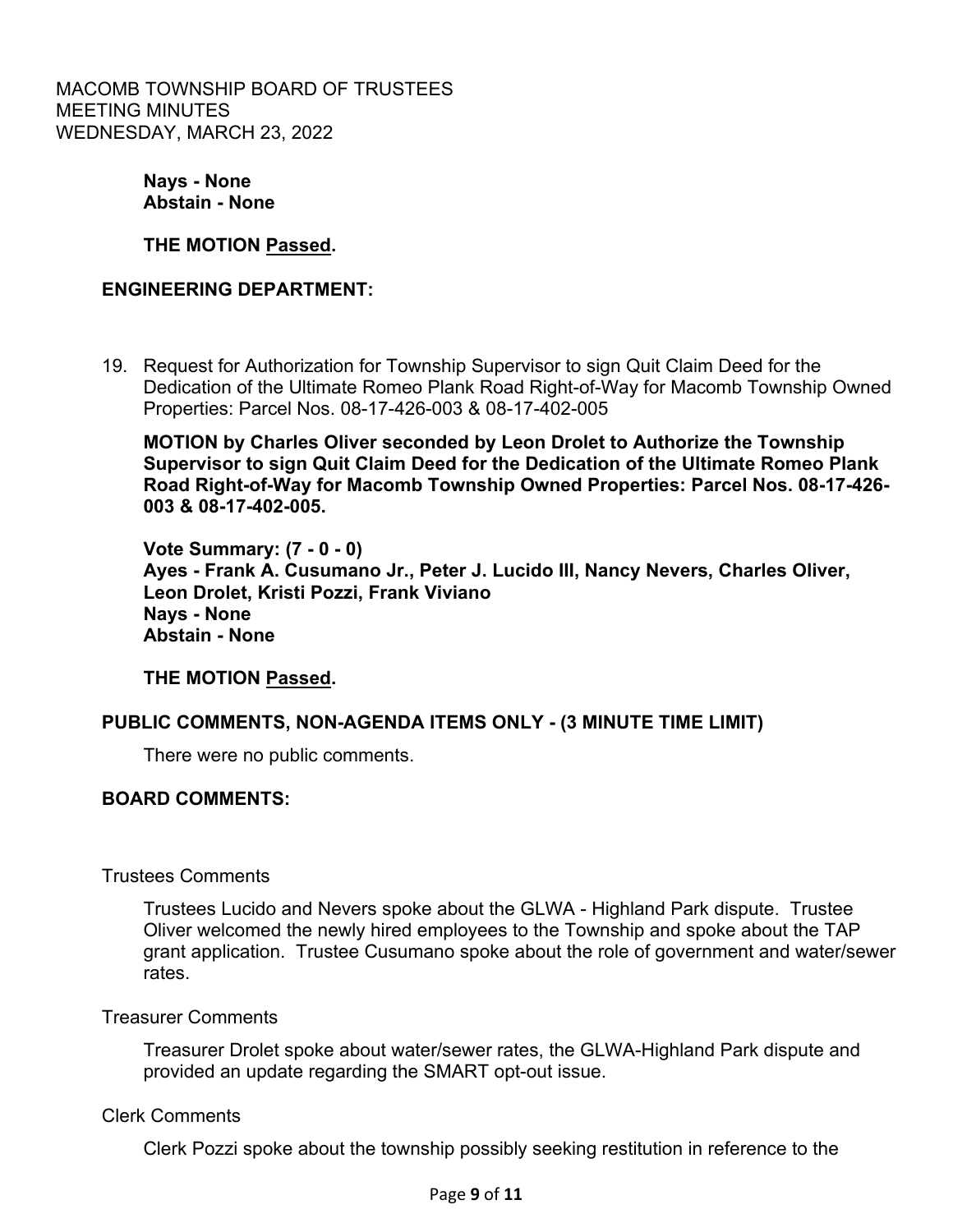**Nays - None**
**Abstain - None**

**THE MOTION Passed.**

## ENGINEERING DEPARTMENT:

19. Request for Authorization for Township Supervisor to sign Quit Claim Deed for the Dedication of the Ultimate Romeo Plank Road Right-of-Way for Macomb Township Owned Properties: Parcel Nos. 08-17-426-003 & 08-17-402-005

    **MOTION by Charles Oliver seconded by Leon Drolet to Authorize the Township Supervisor to sign Quit Claim Deed for the Dedication of the Ultimate Romeo Plank Road Right-of-Way for Macomb Township Owned Properties: Parcel Nos. 08-17-426-003 & 08-17-402-005.**

    **Vote Summary: (7 - 0 - 0)**
    **Ayes - Frank A. Cusumano Jr., Peter J. Lucido III, Nancy Nevers, Charles Oliver, Leon Drolet, Kristi Pozzi, Frank Viviano**
    **Nays - None**
    **Abstain - None**

    **THE MOTION Passed.**

## PUBLIC COMMENTS, NON-AGENDA ITEMS ONLY - (3 MINUTE TIME LIMIT)

There were no public comments.

## BOARD COMMENTS:

Trustees Comments

Trustees Lucido and Nevers spoke about the GLWA - Highland Park dispute. Trustee Oliver welcomed the newly hired employees to the Township and spoke about the TAP grant application. Trustee Cusumano spoke about the role of government and water/sewer rates.

Treasurer Comments

Treasurer Drolet spoke about water/sewer rates, the GLWA-Highland Park dispute and provided an update regarding the SMART opt-out issue.

Clerk Comments

Clerk Pozzi spoke about the township possibly seeking restitution in reference to the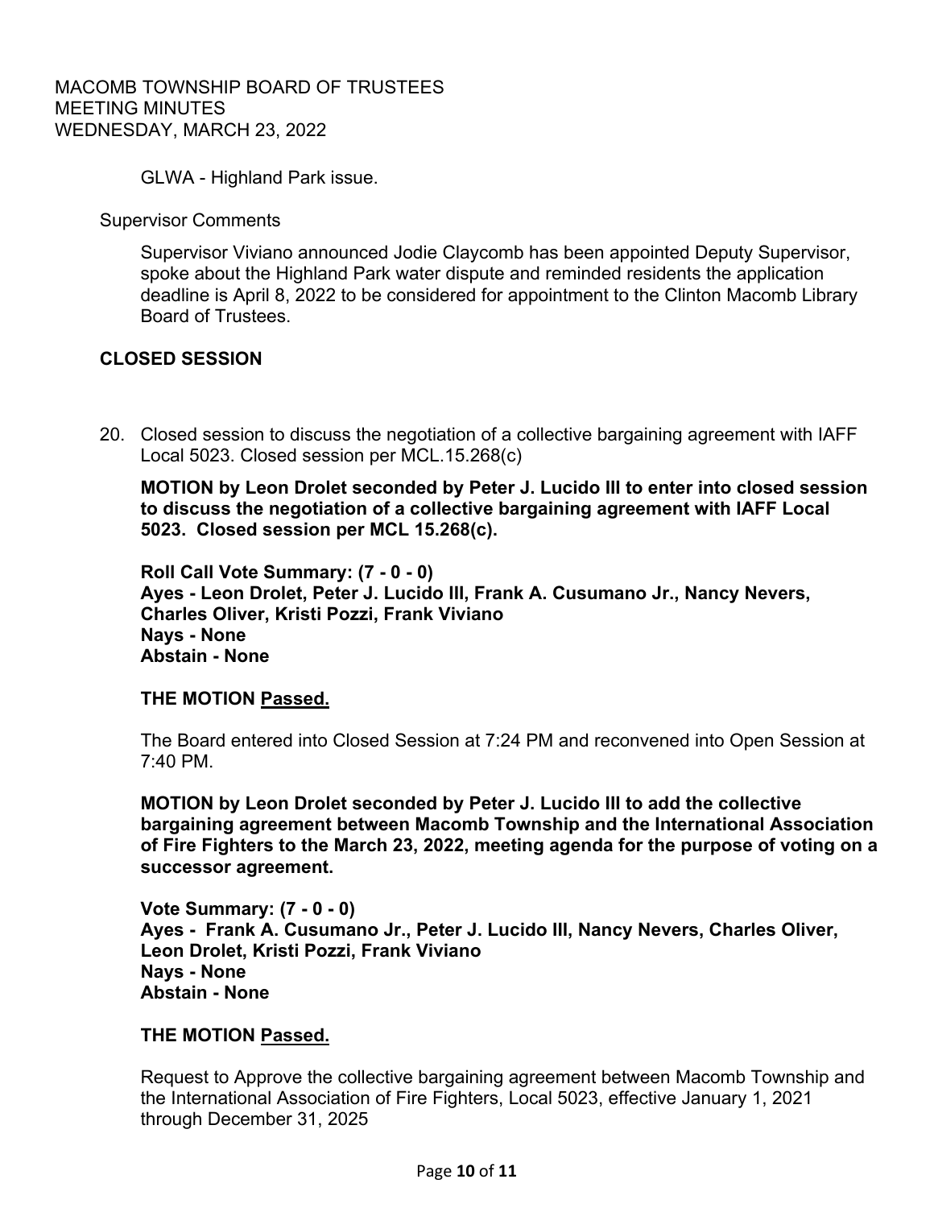GLWA - Highland Park issue.

Supervisor Comments

Supervisor Viviano announced Jodie Claycomb has been appointed Deputy Supervisor, spoke about the Highland Park water dispute and reminded residents the application deadline is April 8, 2022 to be considered for appointment to the Clinton Macomb Library Board of Trustees.

**CLOSED SESSION**

20. Closed session to discuss the negotiation of a collective bargaining agreement with IAFF Local 5023. Closed session per MCL.15.268(c)

**MOTION by Leon Drolet seconded by Peter J. Lucido III to enter into closed session to discuss the negotiation of a collective bargaining agreement with IAFF Local 5023. Closed session per MCL 15.268(c).**

**Roll Call Vote Summary: (7 - 0 - 0)**
**Ayes - Leon Drolet, Peter J. Lucido III, Frank A. Cusumano Jr., Nancy Nevers, Charles Oliver, Kristi Pozzi, Frank Viviano**
**Nays - None**
**Abstain - None**

**THE MOTION Passed.**

The Board entered into Closed Session at 7:24 PM and reconvened into Open Session at 7:40 PM.

**MOTION by Leon Drolet seconded by Peter J. Lucido III to add the collective bargaining agreement between Macomb Township and the International Association of Fire Fighters to the March 23, 2022, meeting agenda for the purpose of voting on a successor agreement.**

**Vote Summary: (7 - 0 - 0)**
**Ayes - Frank A. Cusumano Jr., Peter J. Lucido III, Nancy Nevers, Charles Oliver, Leon Drolet, Kristi Pozzi, Frank Viviano**
**Nays - None**
**Abstain - None**

**THE MOTION Passed.**

Request to Approve the collective bargaining agreement between Macomb Township and the International Association of Fire Fighters, Local 5023, effective January 1, 2021 through December 31, 2025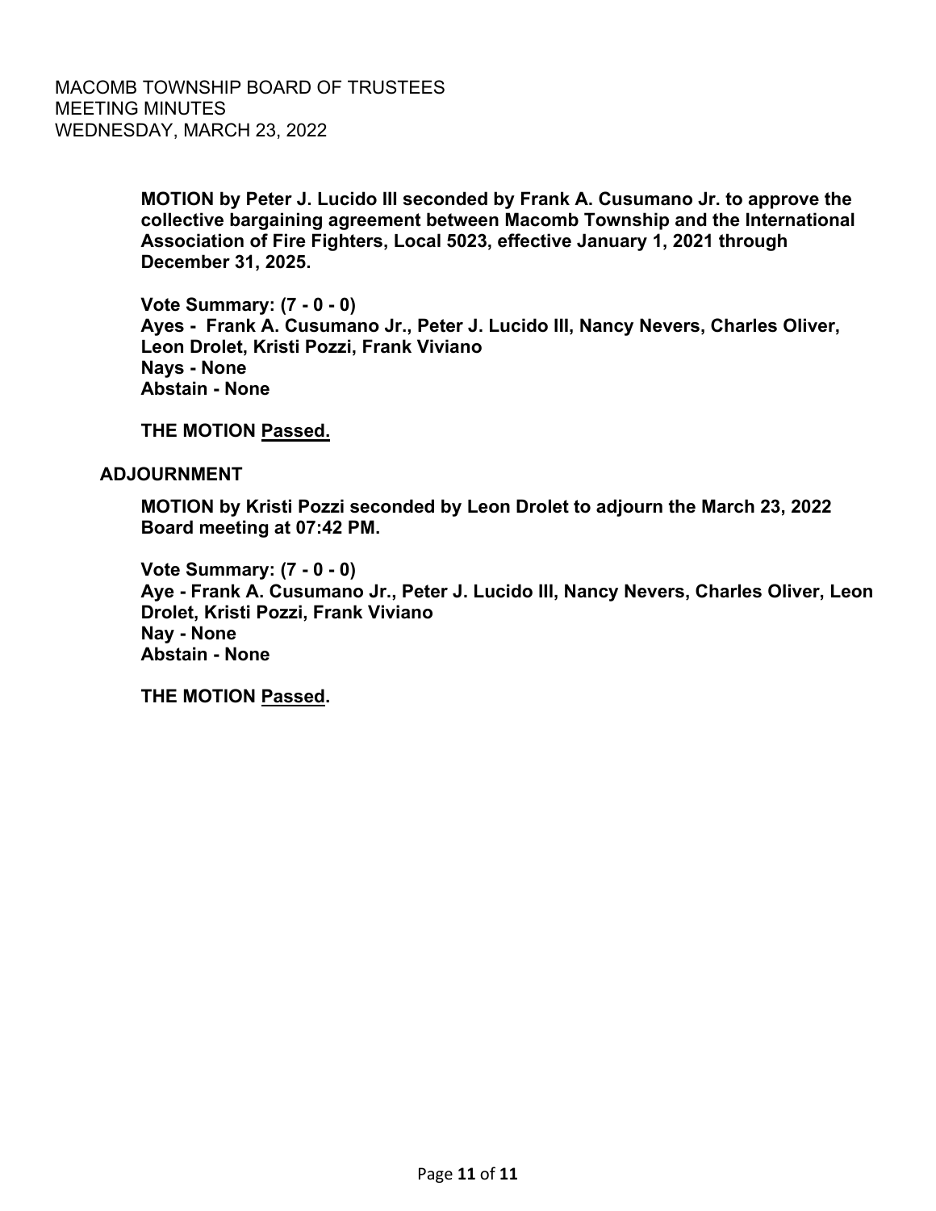**MOTION by Peter J. Lucido III seconded by Frank A. Cusumano Jr. to approve the collective bargaining agreement between Macomb Township and the International Association of Fire Fighters, Local 5023, effective January 1, 2021 through December 31, 2025.**

**Vote Summary: (7 - 0 - 0)**
**Ayes - Frank A. Cusumano Jr., Peter J. Lucido III, Nancy Nevers, Charles Oliver, Leon Drolet, Kristi Pozzi, Frank Viviano**
**Nays - None**
**Abstain - None**

**THE MOTION Passed.**

## ADJOURNMENT

**MOTION by Kristi Pozzi seconded by Leon Drolet to adjourn the March 23, 2022 Board meeting at 07:42 PM.**

**Vote Summary: (7 - 0 - 0)**
**Aye - Frank A. Cusumano Jr., Peter J. Lucido III, Nancy Nevers, Charles Oliver, Leon Drolet, Kristi Pozzi, Frank Viviano**
**Nay - None**
**Abstain - None**

**THE MOTION Passed.**